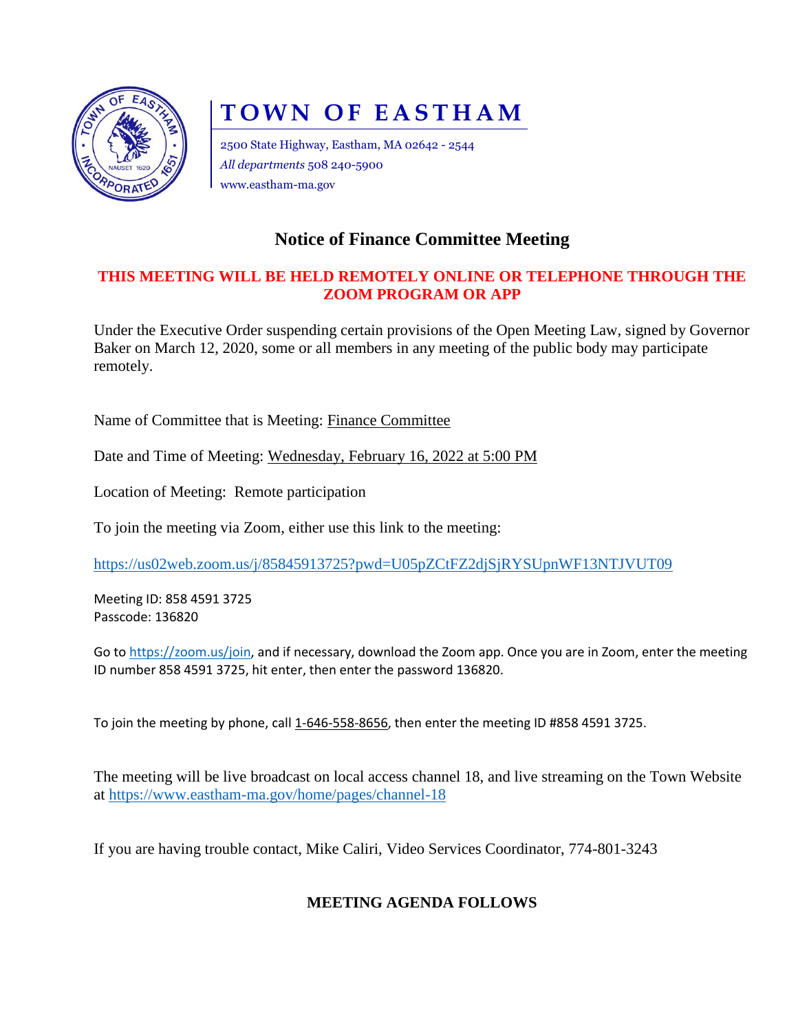# TOWN OF EASTHAM

2500 State Highway, Eastham, MA 02642 - 2544
*All departments* 508 240-5900
www.eastham-ma.gov

## Notice of Finance Committee Meeting

**THIS MEETING WILL BE HELD REMOTELY ONLINE OR TELEPHONE THROUGH THE ZOOM PROGRAM OR APP**

Under the Executive Order suspending certain provisions of the Open Meeting Law, signed by Governor Baker on March 12, 2020, some or all members in any meeting of the public body may participate remotely.

Name of Committee that is Meeting: Finance Committee

Date and Time of Meeting: Wednesday, February 16, 2022 at 5:00 PM

Location of Meeting: Remote participation

To join the meeting via Zoom, either use this link to the meeting:

https://us02web.zoom.us/j/85845913725?pwd=U05pZCtFZ2djSjRYSUpnWF13NTJVUT09

Meeting ID: 858 4591 3725
Passcode: 136820

Go to https://zoom.us/join, and if necessary, download the Zoom app. Once you are in Zoom, enter the meeting ID number 858 4591 3725, hit enter, then enter the password 136820.

To join the meeting by phone, call 1-646-558-8656, then enter the meeting ID #858 4591 3725.

The meeting will be live broadcast on local access channel 18, and live streaming on the Town Website at https://www.eastham-ma.gov/home/pages/channel-18

If you are having trouble contact, Mike Caliri, Video Services Coordinator, 774-801-3243

**MEETING AGENDA FOLLOWS**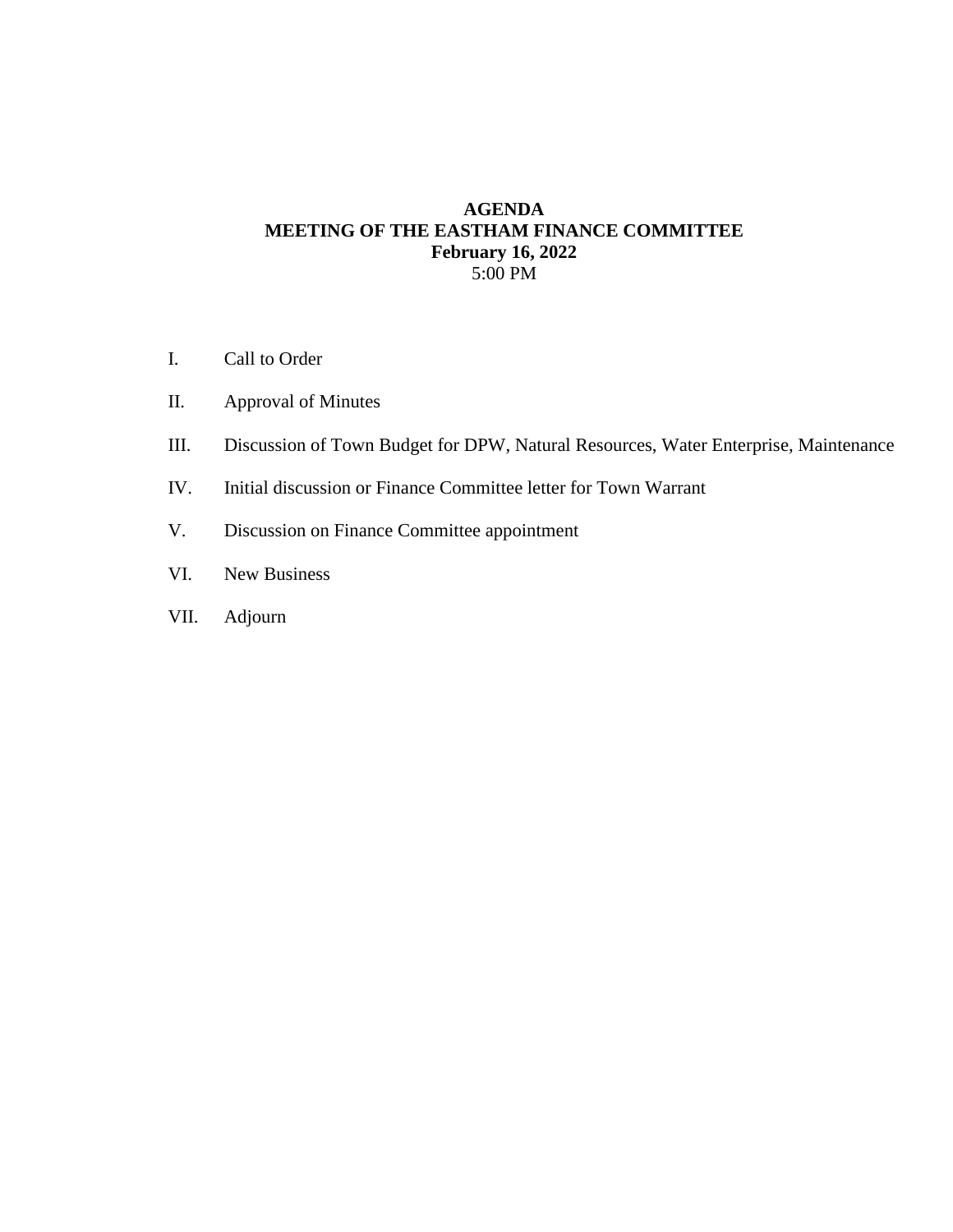# AGENDA
# MEETING OF THE EASTHAM FINANCE COMMITTEE
# February 16, 2022

5:00 PM

I. Call to Order

II. Approval of Minutes

III. Discussion of Town Budget for DPW, Natural Resources, Water Enterprise, Maintenance

IV. Initial discussion or Finance Committee letter for Town Warrant

V. Discussion on Finance Committee appointment

VI. New Business

VII. Adjourn